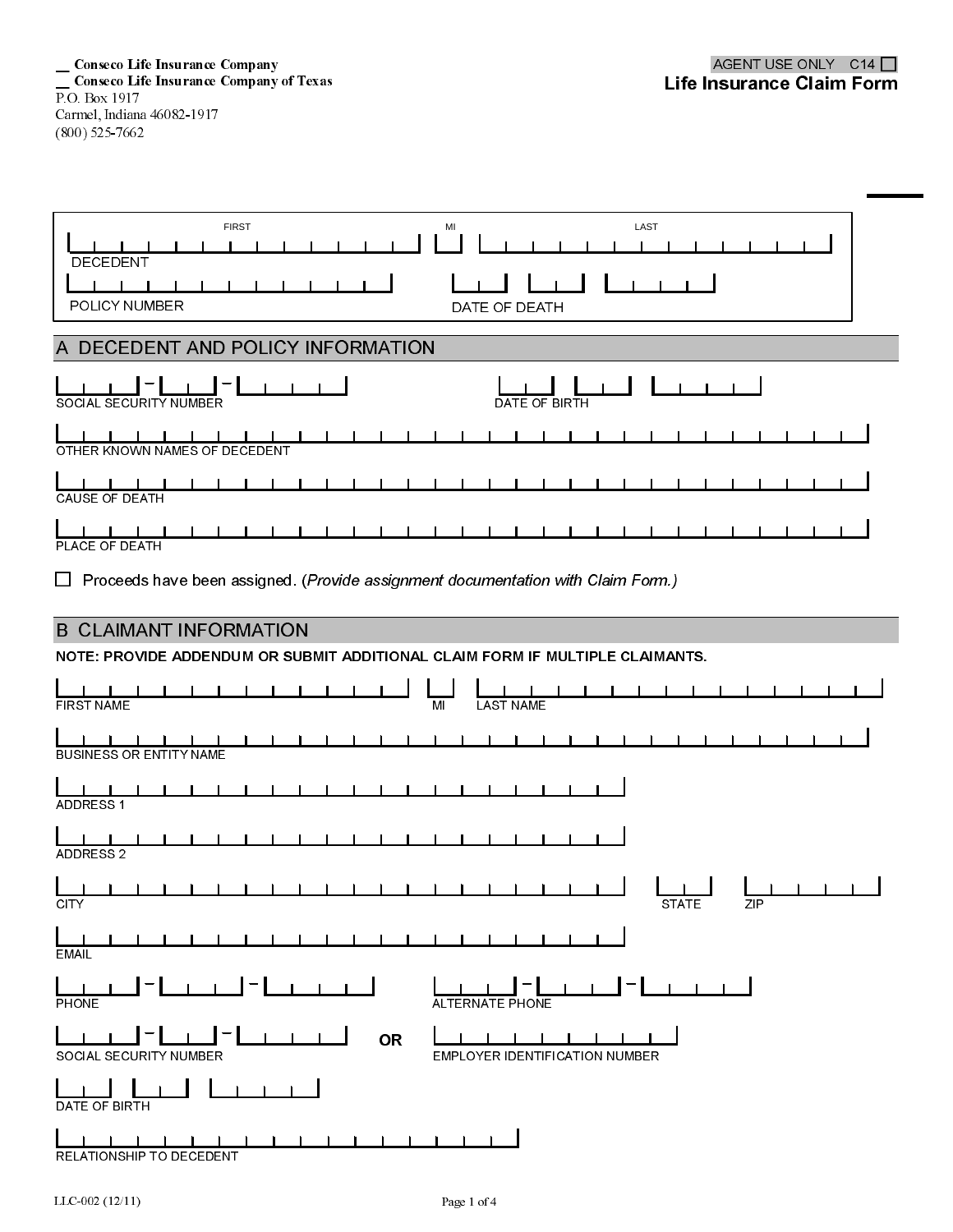__ Conseco Life Insurance Company
__ Conseco Life Insurance Company of Texas
P.O. Box 1917
Carmel, Indiana 46082-1917
(800) 525-7662

AGENT USE ONLY C14 ☐

# Life Insurance Claim Form

| FIRST | MI | LAST |
|---|---|---|
| | | |

DECEDENT

POLICY NUMBER ____________ DATE OF DEATH ___ ___ ______

## A DECEDENT AND POLICY INFORMATION

SOCIAL SECURITY NUMBER ___ - ___ - ____ DATE OF BIRTH ___ ___ ______

OTHER KNOWN NAMES OF DECEDENT

CAUSE OF DEATH

PLACE OF DEATH

☐ Proceeds have been assigned. (*Provide assignment documentation with Claim Form.)*

## B CLAIMANT INFORMATION

**NOTE: PROVIDE ADDENDUM OR SUBMIT ADDITIONAL CLAIM FORM IF MULTIPLE CLAIMANTS.**

FIRST NAME MI LAST NAME

BUSINESS OR ENTITY NAME

ADDRESS 1

ADDRESS 2

CITY STATE ZIP

EMAIL

PHONE ___ - ___ - ____ ALTERNATE PHONE ___ - ___ - ____

SOCIAL SECURITY NUMBER ___ - ___ - ____ **OR** EMPLOYER IDENTIFICATION NUMBER

DATE OF BIRTH ___ ___ ______

RELATIONSHIP TO DECEDENT

LLC-002 (12/11)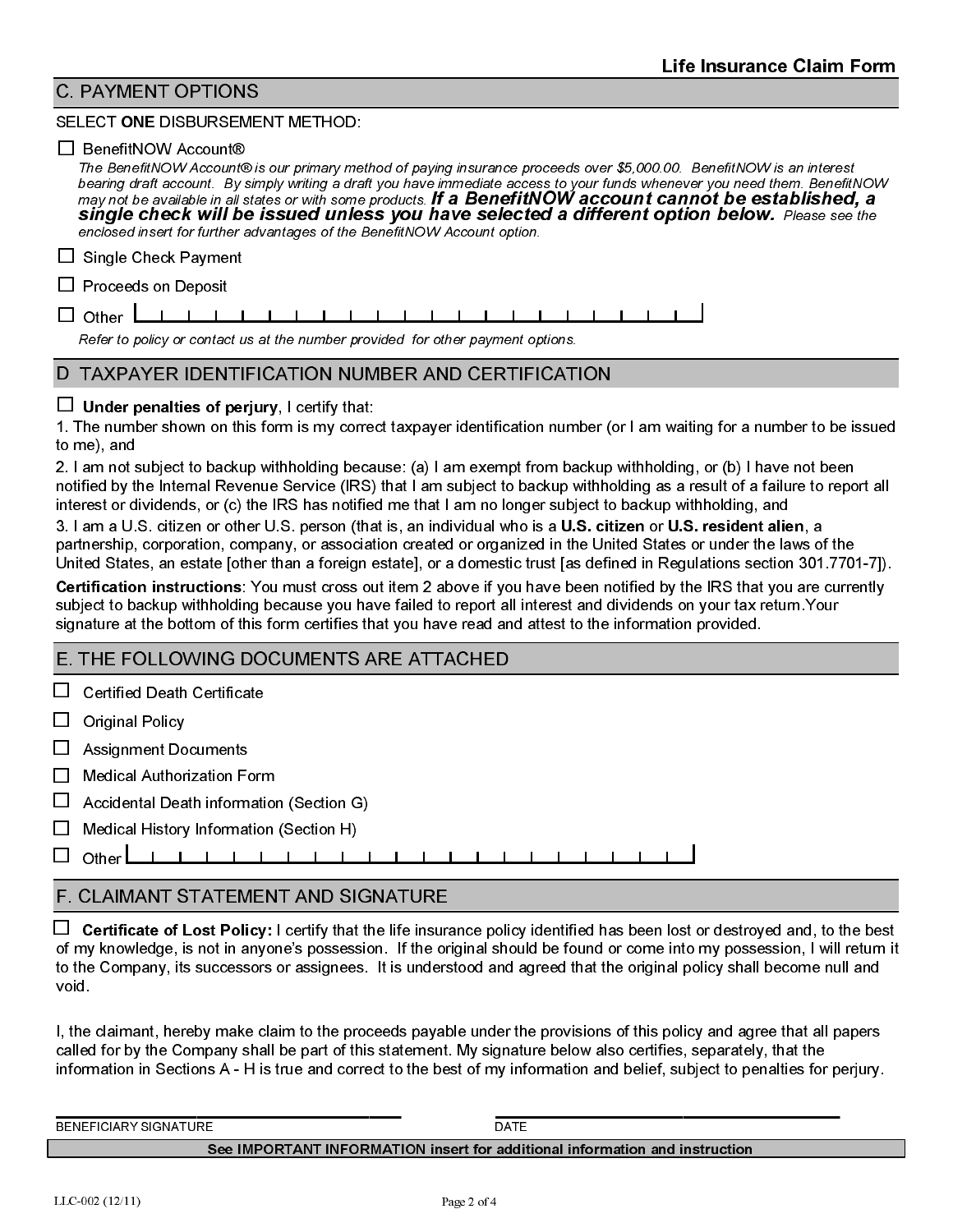## C. PAYMENT OPTIONS

SELECT **ONE** DISBURSEMENT METHOD:

☐ BenefitNOW Account®

*The BenefitNOW Account® is our primary method of paying insurance proceeds over $5,000.00. BenefitNOW is an interest bearing draft account. By simply writing a draft you have immediate access to your funds whenever you need them. BenefitNOW may not be available in all states or with some products.* ***If a BenefitNOW account cannot be established, a single check will be issued unless you have selected a different option below.*** *Please see the enclosed insert for further advantages of the BenefitNOW Account option.*

☐ Single Check Payment

☐ Proceeds on Deposit

☐ Other ______________________________

*Refer to policy or contact us at the number provided for other payment options.*

## D TAXPAYER IDENTIFICATION NUMBER AND CERTIFICATION

☐ **Under penalties of perjury**, I certify that:

1. The number shown on this form is my correct taxpayer identification number (or I am waiting for a number to be issued to me), and
2. I am not subject to backup withholding because: (a) I am exempt from backup withholding, or (b) I have not been notified by the Internal Revenue Service (IRS) that I am subject to backup withholding as a result of a failure to report all interest or dividends, or (c) the IRS has notified me that I am no longer subject to backup withholding, and
3. I am a U.S. citizen or other U.S. person (that is, an individual who is a **U.S. citizen** or **U.S. resident alien**, a partnership, corporation, company, or association created or organized in the United States or under the laws of the United States, an estate [other than a foreign estate], or a domestic trust [as defined in Regulations section 301.7701-7]).

**Certification instructions**: You must cross out item 2 above if you have been notified by the IRS that you are currently subject to backup withholding because you have failed to report all interest and dividends on your tax return.Your signature at the bottom of this form certifies that you have read and attest to the information provided.

## E. THE FOLLOWING DOCUMENTS ARE ATTACHED

☐ Certified Death Certificate

☐ Original Policy

☐ Assignment Documents

☐ Medical Authorization Form

☐ Accidental Death information (Section G)

☐ Medical History Information (Section H)

☐ Other ______________________________

## F. CLAIMANT STATEMENT AND SIGNATURE

☐ **Certificate of Lost Policy:** I certify that the life insurance policy identified has been lost or destroyed and, to the best of my knowledge, is not in anyone's possession. If the original should be found or come into my possession, I will return it to the Company, its successors or assignees. It is understood and agreed that the original policy shall become null and void.

I, the claimant, hereby make claim to the proceeds payable under the provisions of this policy and agree that all papers called for by the Company shall be part of this statement. My signature below also certifies, separately, that the information in Sections A - H is true and correct to the best of my information and belief, subject to penalties for perjury.

______________________________ ______________________________

BENEFICIARY SIGNATURE DATE

**See IMPORTANT INFORMATION insert for additional information and instruction**

LLC-002 (12/11)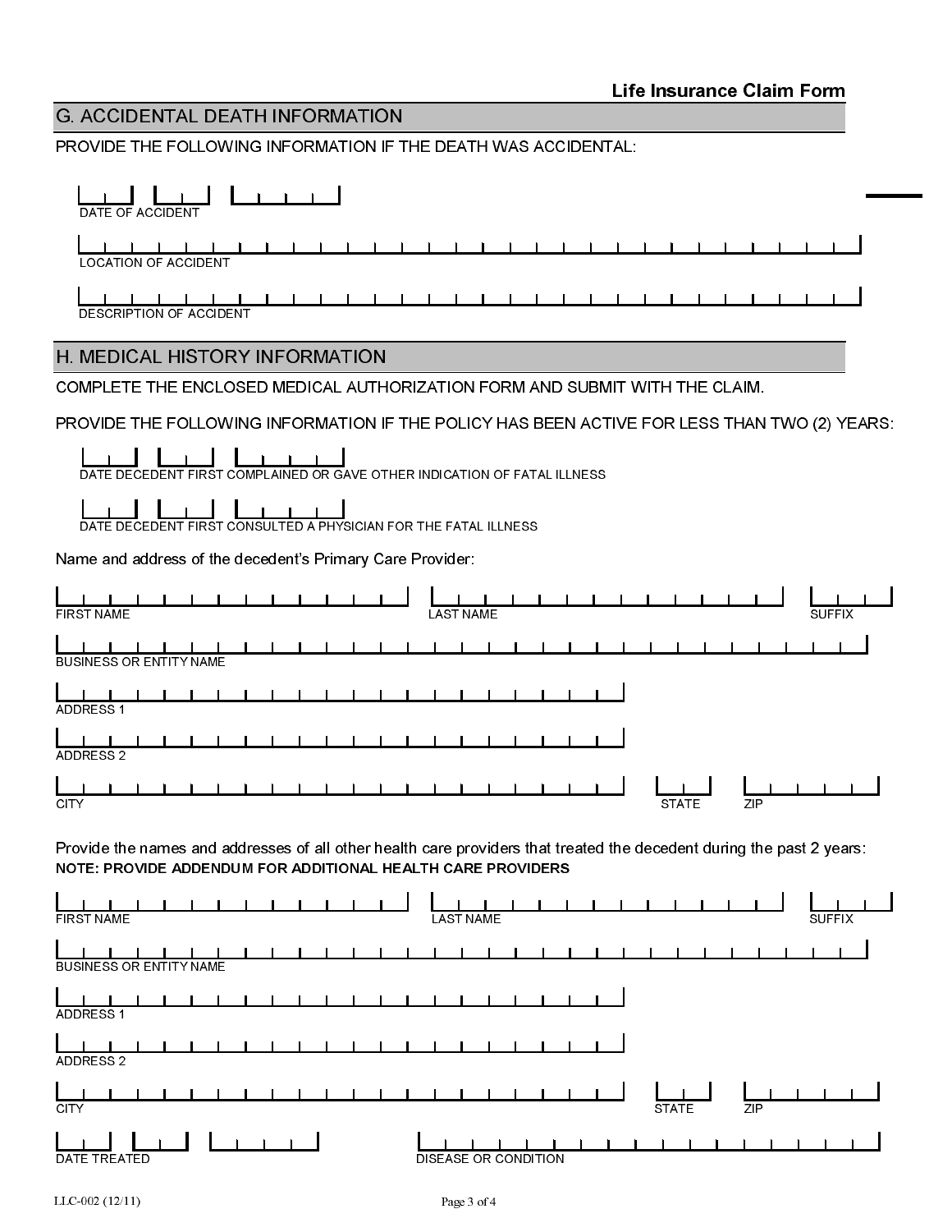## G. ACCIDENTAL DEATH INFORMATION

PROVIDE THE FOLLOWING INFORMATION IF THE DEATH WAS ACCIDENTAL:

DATE OF ACCIDENT

LOCATION OF ACCIDENT

DESCRIPTION OF ACCIDENT

## H. MEDICAL HISTORY INFORMATION

COMPLETE THE ENCLOSED MEDICAL AUTHORIZATION FORM AND SUBMIT WITH THE CLAIM.

PROVIDE THE FOLLOWING INFORMATION IF THE POLICY HAS BEEN ACTIVE FOR LESS THAN TWO (2) YEARS:

DATE DECEDENT FIRST COMPLAINED OR GAVE OTHER INDICATION OF FATAL ILLNESS

DATE DECEDENT FIRST CONSULTED A PHYSICIAN FOR THE FATAL ILLNESS

Name and address of the decedent's Primary Care Provider:

FIRST NAME | LAST NAME | SUFFIX

BUSINESS OR ENTITY NAME

ADDRESS 1

ADDRESS 2

CITY | STATE | ZIP

Provide the names and addresses of all other health care providers that treated the decedent during the past 2 years:

**NOTE: PROVIDE ADDENDUM FOR ADDITIONAL HEALTH CARE PROVIDERS**

FIRST NAME | LAST NAME | SUFFIX

BUSINESS OR ENTITY NAME

ADDRESS 1

ADDRESS 2

CITY | STATE | ZIP

DATE TREATED | DISEASE OR CONDITION

LLC-002 (12/11)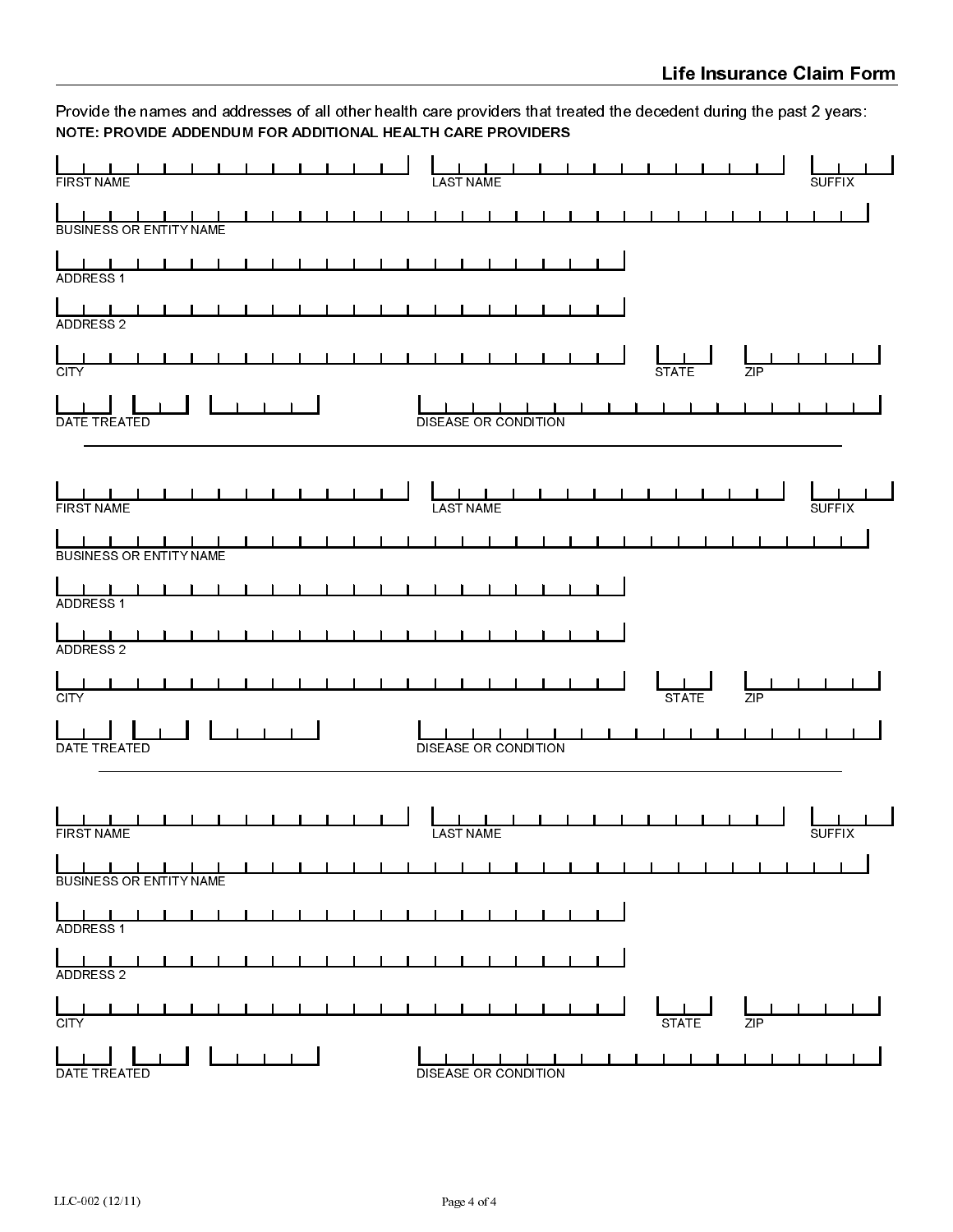## Life Insurance Claim Form

Provide the names and addresses of all other health care providers that treated the decedent during the past 2 years:

**NOTE: PROVIDE ADDENDUM FOR ADDITIONAL HEALTH CARE PROVIDERS**

FIRST NAME | LAST NAME | SUFFIX

BUSINESS OR ENTITY NAME

ADDRESS 1

ADDRESS 2

CITY | STATE | ZIP

DATE TREATED | DISEASE OR CONDITION

---

FIRST NAME | LAST NAME | SUFFIX

BUSINESS OR ENTITY NAME

ADDRESS 1

ADDRESS 2

CITY | STATE | ZIP

DATE TREATED | DISEASE OR CONDITION

---

FIRST NAME | LAST NAME | SUFFIX

BUSINESS OR ENTITY NAME

ADDRESS 1

ADDRESS 2

CITY | STATE | ZIP

DATE TREATED | DISEASE OR CONDITION

LLC-002 (12/11)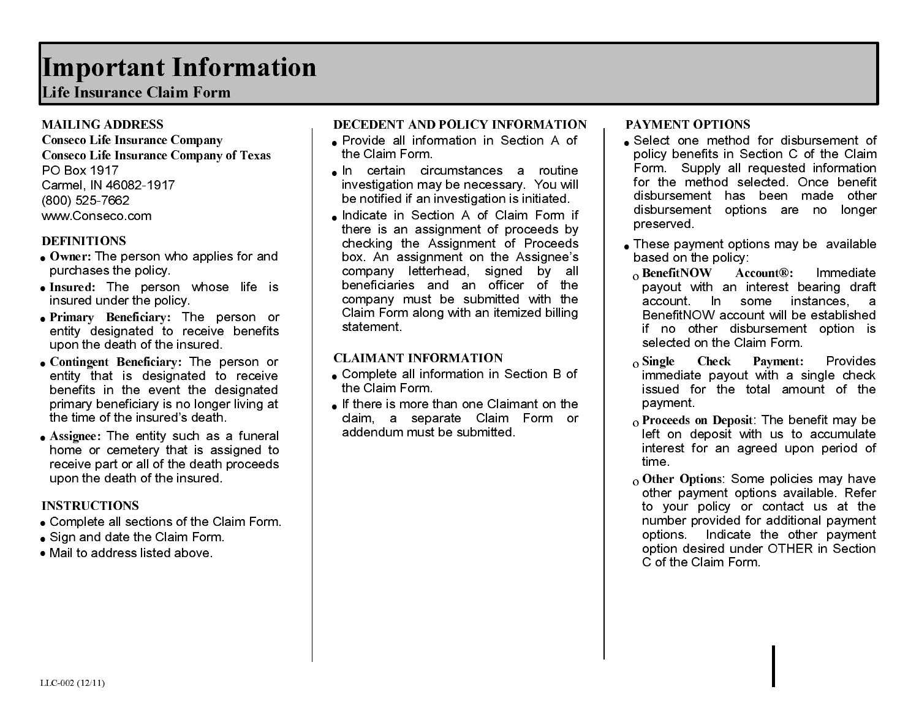# Important Information

## Life Insurance Claim Form

### MAILING ADDRESS

**Conseco Life Insurance Company**
**Conseco Life Insurance Company of Texas**
PO Box 1917
Carmel, IN 46082-1917
(800) 525-7662
www.Conseco.com

### DEFINITIONS

- **Owner:** The person who applies for and purchases the policy.
- **Insured:** The person whose life is insured under the policy.
- **Primary Beneficiary:** The person or entity designated to receive benefits upon the death of the insured.
- **Contingent Beneficiary:** The person or entity that is designated to receive benefits in the event the designated primary beneficiary is no longer living at the time of the insured's death.
- **Assignee:** The entity such as a funeral home or cemetery that is assigned to receive part or all of the death proceeds upon the death of the insured.

### INSTRUCTIONS

- Complete all sections of the Claim Form.
- Sign and date the Claim Form.
- Mail to address listed above.

### DECEDENT AND POLICY INFORMATION

- Provide all information in Section A of the Claim Form.
- In certain circumstances a routine investigation may be necessary. You will be notified if an investigation is initiated.
- Indicate in Section A of Claim Form if there is an assignment of proceeds by checking the Assignment of Proceeds box. An assignment on the Assignee's company letterhead, signed by all beneficiaries and an officer of the company must be submitted with the Claim Form along with an itemized billing statement.

### CLAIMANT INFORMATION

- Complete all information in Section B of the Claim Form.
- If there is more than one Claimant on the claim, a separate Claim Form or addendum must be submitted.

### PAYMENT OPTIONS

- Select one method for disbursement of policy benefits in Section C of the Claim Form. Supply all requested information for the method selected. Once benefit disbursement has been made other disbursement options are no longer preserved.
- These payment options may be available based on the policy:
  - **BenefitNOW Account®:** Immediate payout with an interest bearing draft account. In some instances, a BenefitNOW account will be established if no other disbursement option is selected on the Claim Form.
  - **Single Check Payment:** Provides immediate payout with a single check issued for the total amount of the payment.
  - **Proceeds on Deposit**: The benefit may be left on deposit with us to accumulate interest for an agreed upon period of time.
  - **Other Options**: Some policies may have other payment options available. Refer to your policy or contact us at the number provided for additional payment options. Indicate the other payment option desired under OTHER in Section C of the Claim Form.

LLC-002 (12/11)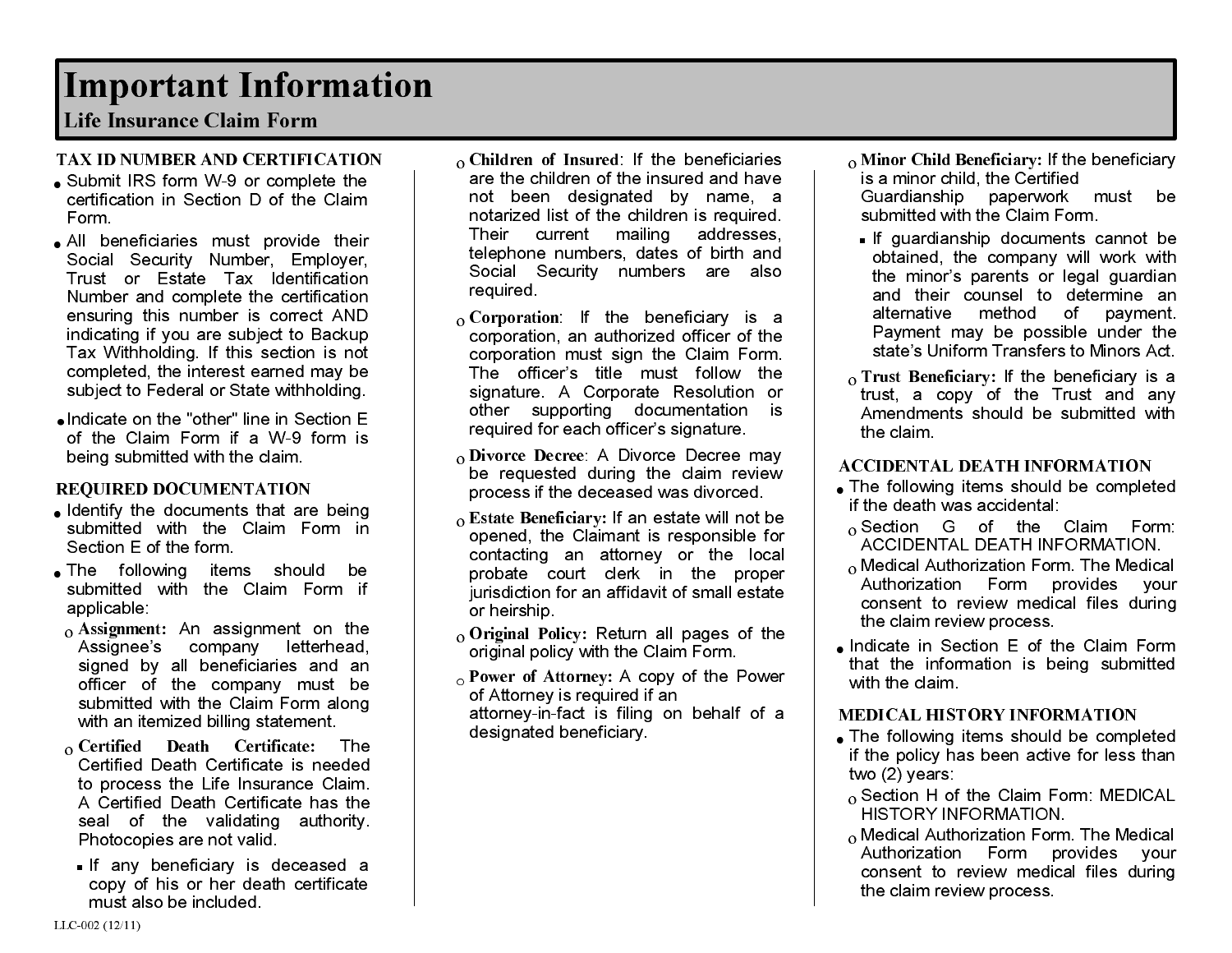# Important Information

## Life Insurance Claim Form

### TAX ID NUMBER AND CERTIFICATION

- Submit IRS form W-9 or complete the certification in Section D of the Claim Form.
- All beneficiaries must provide their Social Security Number, Employer, Trust or Estate Tax Identification Number and complete the certification ensuring this number is correct AND indicating if you are subject to Backup Tax Withholding. If this section is not completed, the interest earned may be subject to Federal or State withholding.
- Indicate on the "other" line in Section E of the Claim Form if a W-9 form is being submitted with the claim.

### REQUIRED DOCUMENTATION

- Identify the documents that are being submitted with the Claim Form in Section E of the form.
- The following items should be submitted with the Claim Form if applicable:
  - **Assignment:** An assignment on the Assignee's company letterhead, signed by all beneficiaries and an officer of the company must be submitted with the Claim Form along with an itemized billing statement.
  - **Certified Death Certificate:** The Certified Death Certificate is needed to process the Life Insurance Claim. A Certified Death Certificate has the seal of the validating authority. Photocopies are not valid.
    - If any beneficiary is deceased a copy of his or her death certificate must also be included.
  - **Children of Insured**: If the beneficiaries are the children of the insured and have not been designated by name, a notarized list of the children is required. Their current mailing addresses, telephone numbers, dates of birth and Social Security numbers are also required.
  - **Corporation**: If the beneficiary is a corporation, an authorized officer of the corporation must sign the Claim Form. The officer's title must follow the signature. A Corporate Resolution or other supporting documentation is required for each officer's signature.
  - **Divorce Decree**: A Divorce Decree may be requested during the claim review process if the deceased was divorced.
  - **Estate Beneficiary:** If an estate will not be opened, the Claimant is responsible for contacting an attorney or the local probate court clerk in the proper jurisdiction for an affidavit of small estate or heirship.
  - **Original Policy:** Return all pages of the original policy with the Claim Form.
  - **Power of Attorney:** A copy of the Power of Attorney is required if an attorney-in-fact is filing on behalf of a designated beneficiary.
  - **Minor Child Beneficiary:** If the beneficiary is a minor child, the Certified Guardianship paperwork must be submitted with the Claim Form.
    - If guardianship documents cannot be obtained, the company will work with the minor's parents or legal guardian and their counsel to determine an alternative method of payment. Payment may be possible under the state's Uniform Transfers to Minors Act.
  - **Trust Beneficiary:** If the beneficiary is a trust, a copy of the Trust and any Amendments should be submitted with the claim.

### ACCIDENTAL DEATH INFORMATION

- The following items should be completed if the death was accidental:
  - Section G of the Claim Form: ACCIDENTAL DEATH INFORMATION.
  - Medical Authorization Form. The Medical Authorization Form provides your consent to review medical files during the claim review process.
- Indicate in Section E of the Claim Form that the information is being submitted with the claim.

### MEDICAL HISTORY INFORMATION

- The following items should be completed if the policy has been active for less than two (2) years:
  - Section H of the Claim Form: MEDICAL HISTORY INFORMATION.
  - Medical Authorization Form. The Medical Authorization Form provides your consent to review medical files during the claim review process.

LLC-002 (12/11)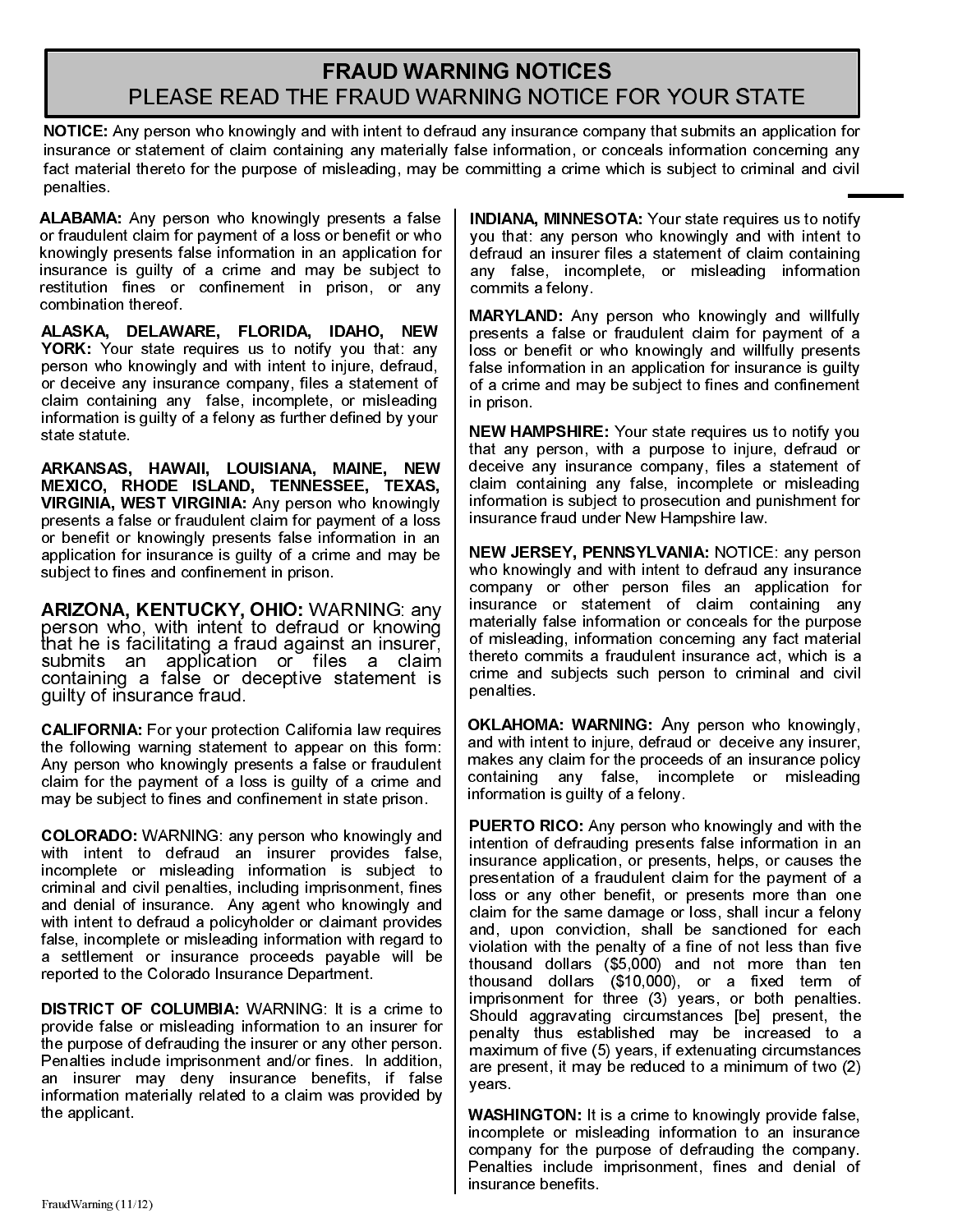# FRAUD WARNING NOTICES
## PLEASE READ THE FRAUD WARNING NOTICE FOR YOUR STATE

**NOTICE:** Any person who knowingly and with intent to defraud any insurance company that submits an application for insurance or statement of claim containing any materially false information, or conceals information concerning any fact material thereto for the purpose of misleading, may be committing a crime which is subject to criminal and civil penalties.

**ALABAMA:** Any person who knowingly presents a false or fraudulent claim for payment of a loss or benefit or who knowingly presents false information in an application for insurance is guilty of a crime and may be subject to restitution fines or confinement in prison, or any combination thereof.

**ALASKA, DELAWARE, FLORIDA, IDAHO, NEW YORK:** Your state requires us to notify you that: any person who knowingly and with intent to injure, defraud, or deceive any insurance company, files a statement of claim containing any false, incomplete, or misleading information is guilty of a felony as further defined by your state statute.

**ARKANSAS, HAWAII, LOUISIANA, MAINE, NEW MEXICO, RHODE ISLAND, TENNESSEE, TEXAS, VIRGINIA, WEST VIRGINIA:** Any person who knowingly presents a false or fraudulent claim for payment of a loss or benefit or knowingly presents false information in an application for insurance is guilty of a crime and may be subject to fines and confinement in prison.

**ARIZONA, KENTUCKY, OHIO:** WARNING: any person who, with intent to defraud or knowing that he is facilitating a fraud against an insurer, submits an application or files a claim containing a false or deceptive statement is guilty of insurance fraud.

**CALIFORNIA:** For your protection California law requires the following warning statement to appear on this form: Any person who knowingly presents a false or fraudulent claim for the payment of a loss is guilty of a crime and may be subject to fines and confinement in state prison.

**COLORADO:** WARNING: any person who knowingly and with intent to defraud an insurer provides false, incomplete or misleading information is subject to criminal and civil penalties, including imprisonment, fines and denial of insurance. Any agent who knowingly and with intent to defraud a policyholder or claimant provides false, incomplete or misleading information with regard to a settlement or insurance proceeds payable will be reported to the Colorado Insurance Department.

**DISTRICT OF COLUMBIA:** WARNING: It is a crime to provide false or misleading information to an insurer for the purpose of defrauding the insurer or any other person. Penalties include imprisonment and/or fines. In addition, an insurer may deny insurance benefits, if false information materially related to a claim was provided by the applicant.

**INDIANA, MINNESOTA:** Your state requires us to notify you that: any person who knowingly and with intent to defraud an insurer files a statement of claim containing any false, incomplete, or misleading information commits a felony.

**MARYLAND:** Any person who knowingly and willfully presents a false or fraudulent claim for payment of a loss or benefit or who knowingly and willfully presents false information in an application for insurance is guilty of a crime and may be subject to fines and confinement in prison.

**NEW HAMPSHIRE:** Your state requires us to notify you that any person, with a purpose to injure, defraud or deceive any insurance company, files a statement of claim containing any false, incomplete or misleading information is subject to prosecution and punishment for insurance fraud under New Hampshire law.

**NEW JERSEY, PENNSYLVANIA:** NOTICE: any person who knowingly and with intent to defraud any insurance company or other person files an application for insurance or statement of claim containing any materially false information or conceals for the purpose of misleading, information concerning any fact material thereto commits a fraudulent insurance act, which is a crime and subjects such person to criminal and civil penalties.

**OKLAHOMA: WARNING:** Any person who knowingly, and with intent to injure, defraud or deceive any insurer, makes any claim for the proceeds of an insurance policy containing any false, incomplete or misleading information is guilty of a felony.

**PUERTO RICO:** Any person who knowingly and with the intention of defrauding presents false information in an insurance application, or presents, helps, or causes the presentation of a fraudulent claim for the payment of a loss or any other benefit, or presents more than one claim for the same damage or loss, shall incur a felony and, upon conviction, shall be sanctioned for each violation with the penalty of a fine of not less than five thousand dollars ($5,000) and not more than ten thousand dollars ($10,000), or a fixed term of imprisonment for three (3) years, or both penalties. Should aggravating circumstances [be] present, the penalty thus established may be increased to a maximum of five (5) years, if extenuating circumstances are present, it may be reduced to a minimum of two (2) years.

**WASHINGTON:** It is a crime to knowingly provide false, incomplete or misleading information to an insurance company for the purpose of defrauding the company. Penalties include imprisonment, fines and denial of insurance benefits.

FraudWarning (11/12)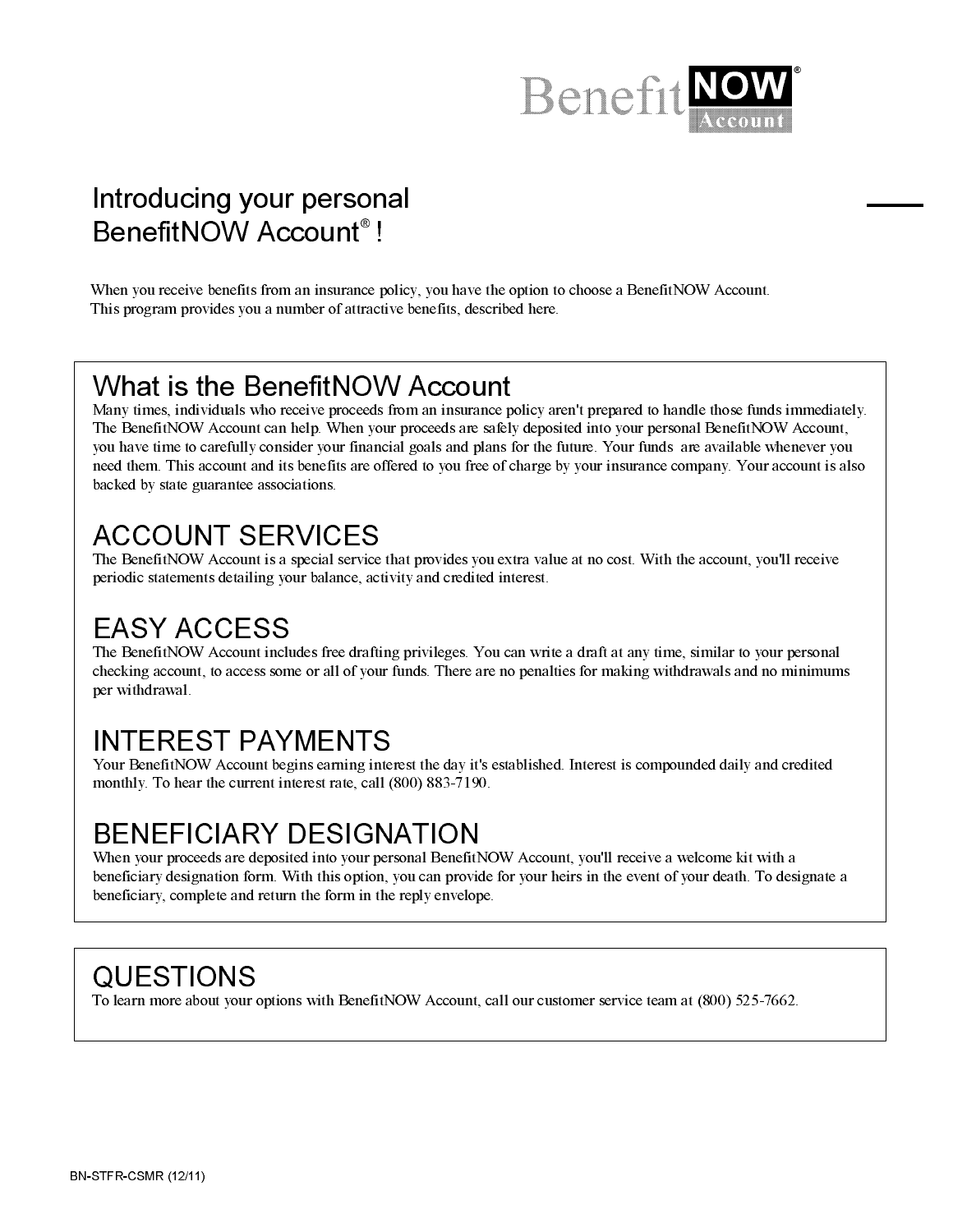BenefitNOW® Account

# Introducing your personal BenefitNOW Account®!

When you receive benefits from an insurance policy, you have the option to choose a BenefitNOW Account. This program provides you a number of attractive benefits, described here.

## What is the BenefitNOW Account

Many times, individuals who receive proceeds from an insurance policy aren't prepared to handle those funds immediately. The BenefitNOW Account can help. When your proceeds are safely deposited into your personal BenefitNOW Account, you have time to carefully consider your financial goals and plans for the future. Your funds are available whenever you need them. This account and its benefits are offered to you free of charge by your insurance company. Your account is also backed by state guarantee associations.

## ACCOUNT SERVICES

The BenefitNOW Account is a special service that provides you extra value at no cost. With the account, you'll receive periodic statements detailing your balance, activity and credited interest.

## EASY ACCESS

The BenefitNOW Account includes free drafting privileges. You can write a draft at any time, similar to your personal checking account, to access some or all of your funds. There are no penalties for making withdrawals and no minimums per withdrawal.

## INTEREST PAYMENTS

Your BenefitNOW Account begins earning interest the day it's established. Interest is compounded daily and credited monthly. To hear the current interest rate, call (800) 883-7190.

## BENEFICIARY DESIGNATION

When your proceeds are deposited into your personal BenefitNOW Account, you'll receive a welcome kit with a beneficiary designation form. With this option, you can provide for your heirs in the event of your death. To designate a beneficiary, complete and return the form in the reply envelope.

## QUESTIONS

To learn more about your options with BenefitNOW Account, call our customer service team at (800) 525-7662.

BN-STFR-CSMR (12/11)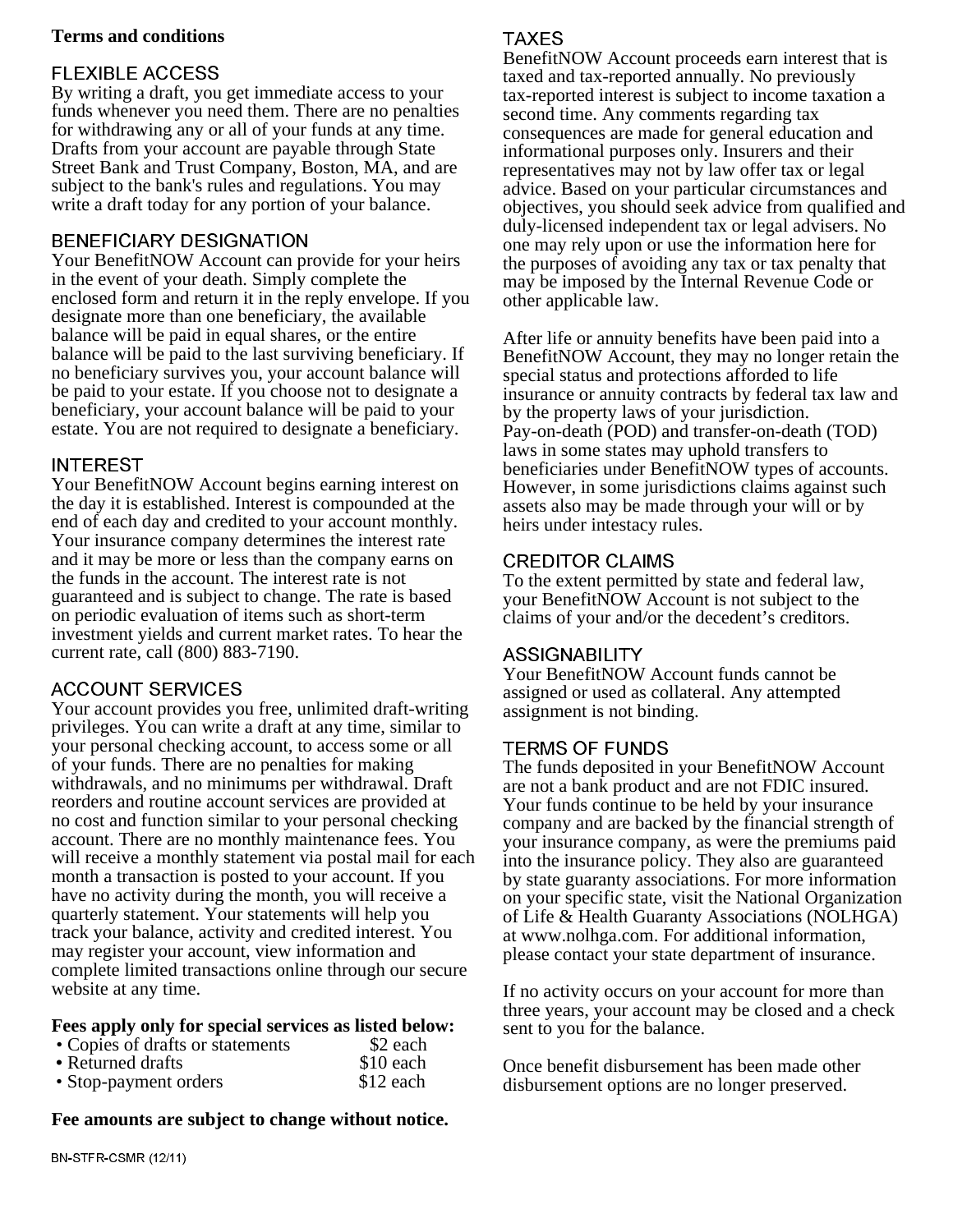**Terms and conditions**

## FLEXIBLE ACCESS

By writing a draft, you get immediate access to your funds whenever you need them. There are no penalties for withdrawing any or all of your funds at any time. Drafts from your account are payable through State Street Bank and Trust Company, Boston, MA, and are subject to the bank's rules and regulations. You may write a draft today for any portion of your balance.

## BENEFICIARY DESIGNATION

Your BenefitNOW Account can provide for your heirs in the event of your death. Simply complete the enclosed form and return it in the reply envelope. If you designate more than one beneficiary, the available balance will be paid in equal shares, or the entire balance will be paid to the last surviving beneficiary. If no beneficiary survives you, your account balance will be paid to your estate. If you choose not to designate a beneficiary, your account balance will be paid to your estate. You are not required to designate a beneficiary.

## INTEREST

Your BenefitNOW Account begins earning interest on the day it is established. Interest is compounded at the end of each day and credited to your account monthly. Your insurance company determines the interest rate and it may be more or less than the company earns on the funds in the account. The interest rate is not guaranteed and is subject to change. The rate is based on periodic evaluation of items such as short-term investment yields and current market rates. To hear the current rate, call (800) 883-7190.

## ACCOUNT SERVICES

Your account provides you free, unlimited draft-writing privileges. You can write a draft at any time, similar to your personal checking account, to access some or all of your funds. There are no penalties for making withdrawals, and no minimums per withdrawal. Draft reorders and routine account services are provided at no cost and function similar to your personal checking account. There are no monthly maintenance fees. You will receive a monthly statement via postal mail for each month a transaction is posted to your account. If you have no activity during the month, you will receive a quarterly statement. Your statements will help you track your balance, activity and credited interest. You may register your account, view information and complete limited transactions online through our secure website at any time.

**Fees apply only for special services as listed below:**

- Copies of drafts or statements $2 each
- Returned drafts $10 each
- Stop-payment orders $12 each

**Fee amounts are subject to change without notice.**

## TAXES

BenefitNOW Account proceeds earn interest that is taxed and tax-reported annually. No previously tax-reported interest is subject to income taxation a second time. Any comments regarding tax consequences are made for general education and informational purposes only. Insurers and their representatives may not by law offer tax or legal advice. Based on your particular circumstances and objectives, you should seek advice from qualified and duly-licensed independent tax or legal advisers. No one may rely upon or use the information here for the purposes of avoiding any tax or tax penalty that may be imposed by the Internal Revenue Code or other applicable law.

After life or annuity benefits have been paid into a BenefitNOW Account, they may no longer retain the special status and protections afforded to life insurance or annuity contracts by federal tax law and by the property laws of your jurisdiction. Pay-on-death (POD) and transfer-on-death (TOD) laws in some states may uphold transfers to beneficiaries under BenefitNOW types of accounts. However, in some jurisdictions claims against such assets also may be made through your will or by heirs under intestacy rules.

## CREDITOR CLAIMS

To the extent permitted by state and federal law, your BenefitNOW Account is not subject to the claims of your and/or the decedent's creditors.

## ASSIGNABILITY

Your BenefitNOW Account funds cannot be assigned or used as collateral. Any attempted assignment is not binding.

## TERMS OF FUNDS

The funds deposited in your BenefitNOW Account are not a bank product and are not FDIC insured. Your funds continue to be held by your insurance company and are backed by the financial strength of your insurance company, as were the premiums paid into the insurance policy. They also are guaranteed by state guaranty associations. For more information on your specific state, visit the National Organization of Life & Health Guaranty Associations (NOLHGA) at www.nolhga.com. For additional information, please contact your state department of insurance.

If no activity occurs on your account for more than three years, your account may be closed and a check sent to you for the balance.

Once benefit disbursement has been made other disbursement options are no longer preserved.

BN-STFR-CSMR (12/11)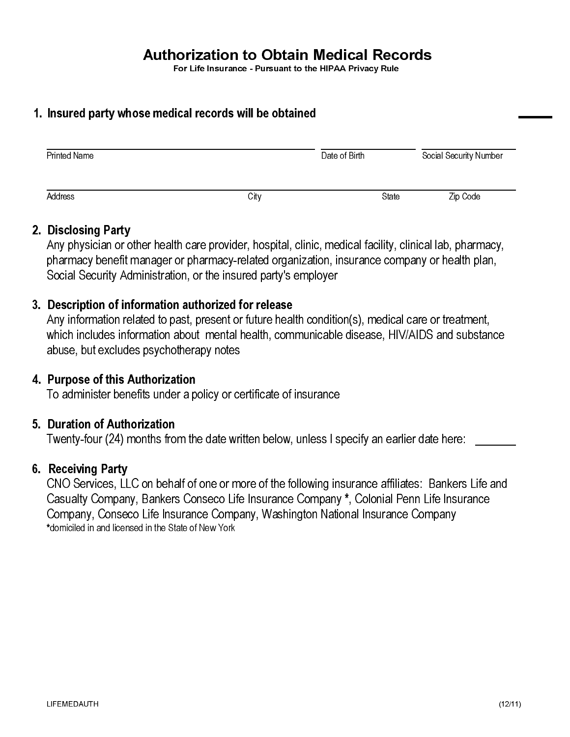# Authorization to Obtain Medical Records

**For Life Insurance - Pursuant to the HIPAA Privacy Rule**

## 1. Insured party whose medical records will be obtained

| Printed Name | Date of Birth | Social Security Number |
|---|---|---|
| | | |

| Address | City | State | Zip Code |
|---|---|---|---|
| | | | |

## 2. Disclosing Party

Any physician or other health care provider, hospital, clinic, medical facility, clinical lab, pharmacy, pharmacy benefit manager or pharmacy-related organization, insurance company or health plan, Social Security Administration, or the insured party's employer

## 3. Description of information authorized for release

Any information related to past, present or future health condition(s), medical care or treatment, which includes information about mental health, communicable disease, HIV/AIDS and substance abuse, but excludes psychotherapy notes

## 4. Purpose of this Authorization

To administer benefits under a policy or certificate of insurance

## 5. Duration of Authorization

Twenty-four (24) months from the date written below, unless I specify an earlier date here: _______

## 6. Receiving Party

CNO Services, LLC on behalf of one or more of the following insurance affiliates: Bankers Life and Casualty Company, Bankers Conseco Life Insurance Company *, Colonial Penn Life Insurance Company, Conseco Life Insurance Company, Washington National Insurance Company

*domiciled in and licensed in the State of New York

LIFEMEDAUTH (12/11)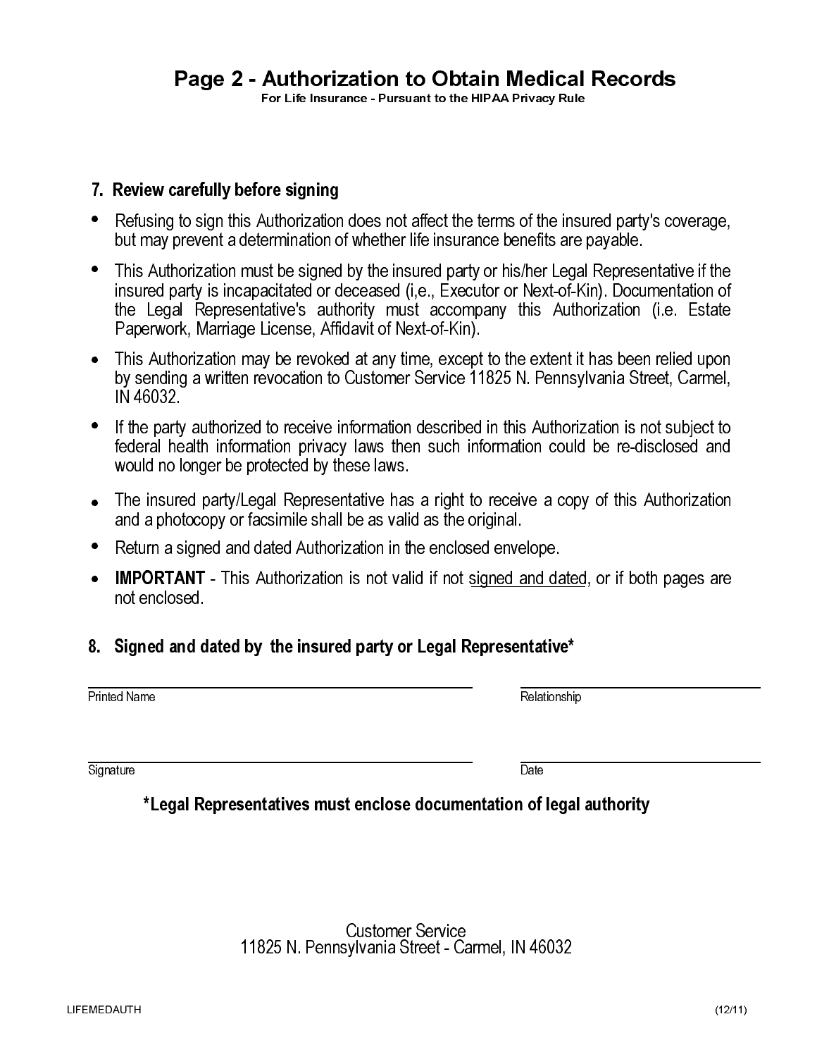# Page 2 - Authorization to Obtain Medical Records

**For Life Insurance - Pursuant to the HIPAA Privacy Rule**

## 7. Review carefully before signing

- Refusing to sign this Authorization does not affect the terms of the insured party's coverage, but may prevent a determination of whether life insurance benefits are payable.
- This Authorization must be signed by the insured party or his/her Legal Representative if the insured party is incapacitated or deceased (i,e., Executor or Next-of-Kin). Documentation of the Legal Representative's authority must accompany this Authorization (i.e. Estate Paperwork, Marriage License, Affidavit of Next-of-Kin).
- This Authorization may be revoked at any time, except to the extent it has been relied upon by sending a written revocation to Customer Service 11825 N. Pennsylvania Street, Carmel, IN 46032.
- If the party authorized to receive information described in this Authorization is not subject to federal health information privacy laws then such information could be re-disclosed and would no longer be protected by these laws.
- The insured party/Legal Representative has a right to receive a copy of this Authorization and a photocopy or facsimile shall be as valid as the original.
- Return a signed and dated Authorization in the enclosed envelope.
- **IMPORTANT** - This Authorization is not valid if not signed and dated, or if both pages are not enclosed.

## 8. Signed and dated by the insured party or Legal Representative*

Printed Name ______________________________ Relationship ______________________________

Signature ______________________________ Date ______________________________

**\*Legal Representatives must enclose documentation of legal authority**

Customer Service
11825 N. Pennsylvania Street - Carmel, IN 46032

LIFEMEDAUTH (12/11)